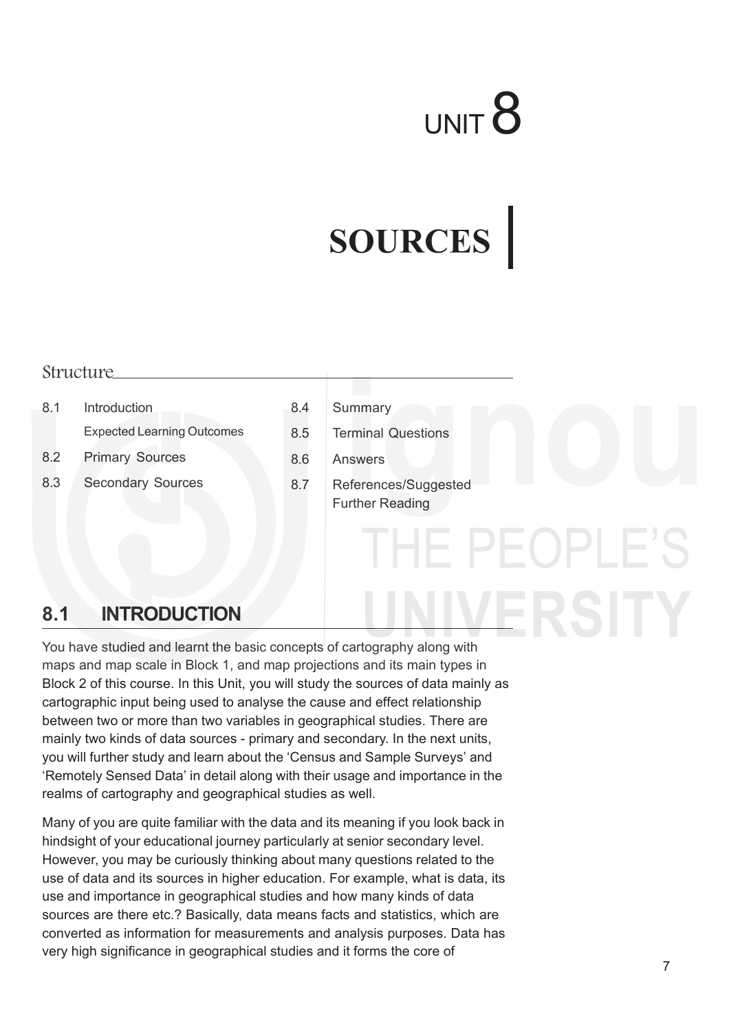# UNIT 8

# SOURCES

## Structure

8.1 Introduction

Expected Learning Outcomes

8.2 Primary Sources

8.3 Secondary Sources

8.4 Summary

8.5 Terminal Questions

8.6 Answers

8.7 References/Suggested Further Reading

## 8.1 INTRODUCTION

You have studied and learnt the basic concepts of cartography along with maps and map scale in Block 1, and map projections and its main types in Block 2 of this course. In this Unit, you will study the sources of data mainly as cartographic input being used to analyse the cause and effect relationship between two or more than two variables in geographical studies. There are mainly two kinds of data sources - primary and secondary. In the next units, you will further study and learn about the 'Census and Sample Surveys' and 'Remotely Sensed Data' in detail along with their usage and importance in the realms of cartography and geographical studies as well.

Many of you are quite familiar with the data and its meaning if you look back in hindsight of your educational journey particularly at senior secondary level. However, you may be curiously thinking about many questions related to the use of data and its sources in higher education. For example, what is data, its use and importance in geographical studies and how many kinds of data sources are there etc.? Basically, data means facts and statistics, which are converted as information for measurements and analysis purposes. Data has very high significance in geographical studies and it forms the core of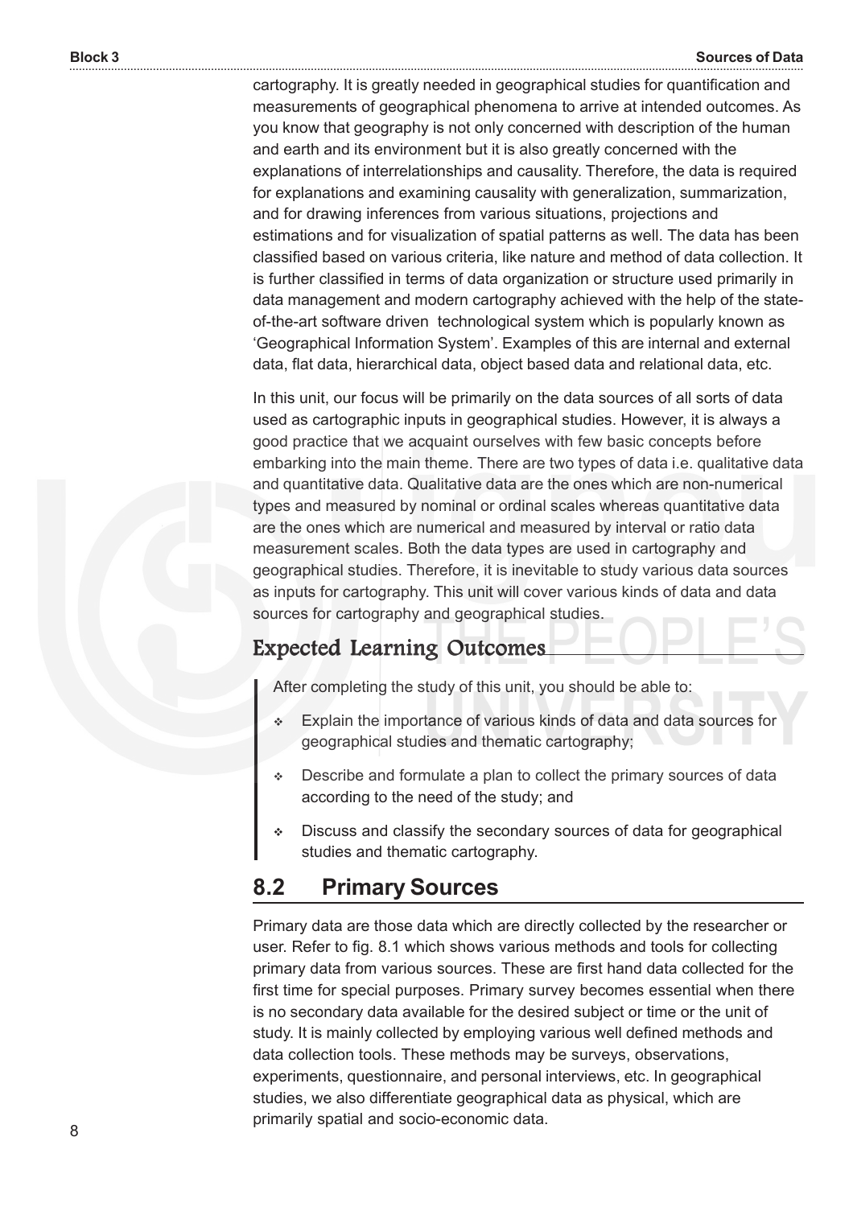cartography. It is greatly needed in geographical studies for quantification and measurements of geographical phenomena to arrive at intended outcomes. As you know that geography is not only concerned with description of the human and earth and its environment but it is also greatly concerned with the explanations of interrelationships and causality. Therefore, the data is required for explanations and examining causality with generalization, summarization, and for drawing inferences from various situations, projections and estimations and for visualization of spatial patterns as well. The data has been classified based on various criteria, like nature and method of data collection. It is further classified in terms of data organization or structure used primarily in data management and modern cartography achieved with the help of the state-of-the-art software driven technological system which is popularly known as 'Geographical Information System'. Examples of this are internal and external data, flat data, hierarchical data, object based data and relational data, etc.

In this unit, our focus will be primarily on the data sources of all sorts of data used as cartographic inputs in geographical studies. However, it is always a good practice that we acquaint ourselves with few basic concepts before embarking into the main theme. There are two types of data i.e. qualitative data and quantitative data. Qualitative data are the ones which are non-numerical types and measured by nominal or ordinal scales whereas quantitative data are the ones which are numerical and measured by interval or ratio data measurement scales. Both the data types are used in cartography and geographical studies. Therefore, it is inevitable to study various data sources as inputs for cartography. This unit will cover various kinds of data and data sources for cartography and geographical studies.

## Expected Learning Outcomes

After completing the study of this unit, you should be able to:

- Explain the importance of various kinds of data and data sources for geographical studies and thematic cartography;
- Describe and formulate a plan to collect the primary sources of data according to the need of the study; and
- Discuss and classify the secondary sources of data for geographical studies and thematic cartography.

## 8.2 Primary Sources

Primary data are those data which are directly collected by the researcher or user. Refer to fig. 8.1 which shows various methods and tools for collecting primary data from various sources. These are first hand data collected for the first time for special purposes. Primary survey becomes essential when there is no secondary data available for the desired subject or time or the unit of study. It is mainly collected by employing various well defined methods and data collection tools. These methods may be surveys, observations, experiments, questionnaire, and personal interviews, etc. In geographical studies, we also differentiate geographical data as physical, which are primarily spatial and socio-economic data.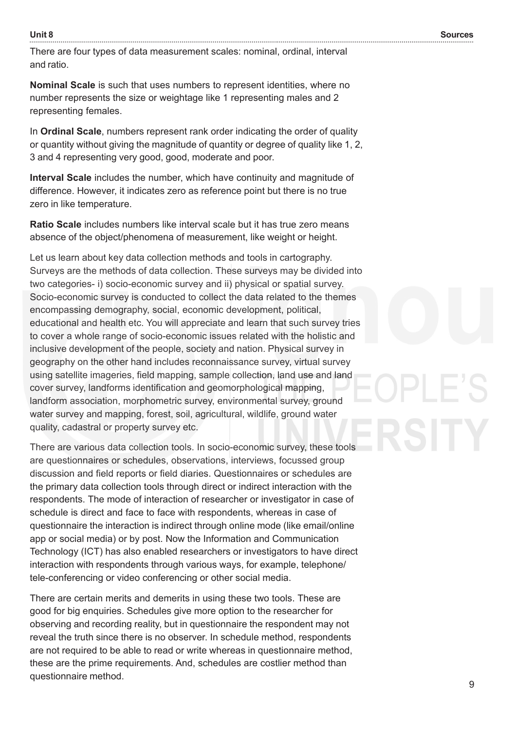There are four types of data measurement scales: nominal, ordinal, interval and ratio.

**Nominal Scale** is such that uses numbers to represent identities, where no number represents the size or weightage like 1 representing males and 2 representing females.

In **Ordinal Scale**, numbers represent rank order indicating the order of quality or quantity without giving the magnitude of quantity or degree of quality like 1, 2, 3 and 4 representing very good, good, moderate and poor.

**Interval Scale** includes the number, which have continuity and magnitude of difference. However, it indicates zero as reference point but there is no true zero in like temperature.

**Ratio Scale** includes numbers like interval scale but it has true zero means absence of the object/phenomena of measurement, like weight or height.

Let us learn about key data collection methods and tools in cartography. Surveys are the methods of data collection. These surveys may be divided into two categories- i) socio-economic survey and ii) physical or spatial survey. Socio-economic survey is conducted to collect the data related to the themes encompassing demography, social, economic development, political, educational and health etc. You will appreciate and learn that such survey tries to cover a whole range of socio-economic issues related with the holistic and inclusive development of the people, society and nation. Physical survey in geography on the other hand includes reconnaissance survey, virtual survey using satellite imageries, field mapping, sample collection, land use and land cover survey, landforms identification and geomorphological mapping, landform association, morphometric survey, environmental survey, ground water survey and mapping, forest, soil, agricultural, wildlife, ground water quality, cadastral or property survey etc.

There are various data collection tools. In socio-economic survey, these tools are questionnaires or schedules, observations, interviews, focussed group discussion and field reports or field diaries. Questionnaires or schedules are the primary data collection tools through direct or indirect interaction with the respondents. The mode of interaction of researcher or investigator in case of schedule is direct and face to face with respondents, whereas in case of questionnaire the interaction is indirect through online mode (like email/online app or social media) or by post. Now the Information and Communication Technology (ICT) has also enabled researchers or investigators to have direct interaction with respondents through various ways, for example, telephone/ tele-conferencing or video conferencing or other social media.

There are certain merits and demerits in using these two tools. These are good for big enquiries. Schedules give more option to the researcher for observing and recording reality, but in questionnaire the respondent may not reveal the truth since there is no observer. In schedule method, respondents are not required to be able to read or write whereas in questionnaire method, these are the prime requirements. And, schedules are costlier method than questionnaire method.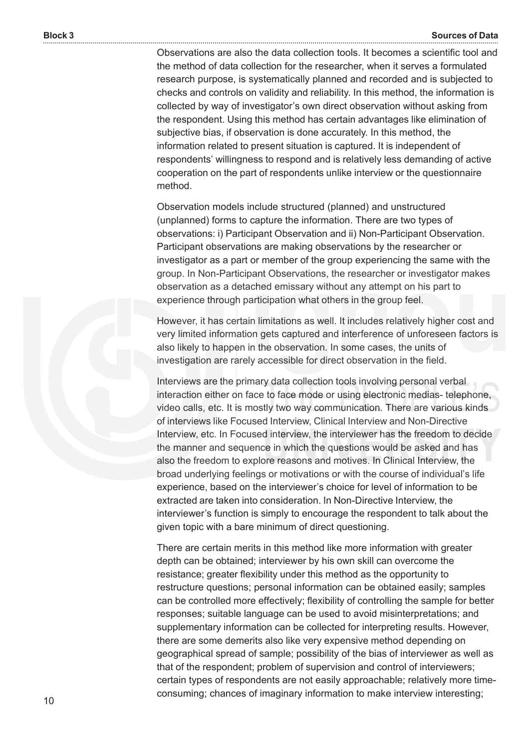Observations are also the data collection tools. It becomes a scientific tool and the method of data collection for the researcher, when it serves a formulated research purpose, is systematically planned and recorded and is subjected to checks and controls on validity and reliability. In this method, the information is collected by way of investigator's own direct observation without asking from the respondent. Using this method has certain advantages like elimination of subjective bias, if observation is done accurately. In this method, the information related to present situation is captured. It is independent of respondents' willingness to respond and is relatively less demanding of active cooperation on the part of respondents unlike interview or the questionnaire method.

Observation models include structured (planned) and unstructured (unplanned) forms to capture the information. There are two types of observations: i) Participant Observation and ii) Non-Participant Observation. Participant observations are making observations by the researcher or investigator as a part or member of the group experiencing the same with the group. In Non-Participant Observations, the researcher or investigator makes observation as a detached emissary without any attempt on his part to experience through participation what others in the group feel.

However, it has certain limitations as well. It includes relatively higher cost and very limited information gets captured and interference of unforeseen factors is also likely to happen in the observation. In some cases, the units of investigation are rarely accessible for direct observation in the field.

Interviews are the primary data collection tools involving personal verbal interaction either on face to face mode or using electronic medias- telephone, video calls, etc. It is mostly two way communication. There are various kinds of interviews like Focused Interview, Clinical Interview and Non-Directive Interview, etc. In Focused interview, the interviewer has the freedom to decide the manner and sequence in which the questions would be asked and has also the freedom to explore reasons and motives. In Clinical Interview, the broad underlying feelings or motivations or with the course of individual's life experience, based on the interviewer's choice for level of information to be extracted are taken into consideration. In Non-Directive Interview, the interviewer's function is simply to encourage the respondent to talk about the given topic with a bare minimum of direct questioning.

There are certain merits in this method like more information with greater depth can be obtained; interviewer by his own skill can overcome the resistance; greater flexibility under this method as the opportunity to restructure questions; personal information can be obtained easily; samples can be controlled more effectively; flexibility of controlling the sample for better responses; suitable language can be used to avoid misinterpretations; and supplementary information can be collected for interpreting results. However, there are some demerits also like very expensive method depending on geographical spread of sample; possibility of the bias of interviewer as well as that of the respondent; problem of supervision and control of interviewers; certain types of respondents are not easily approachable; relatively more time-consuming; chances of imaginary information to make interview interesting;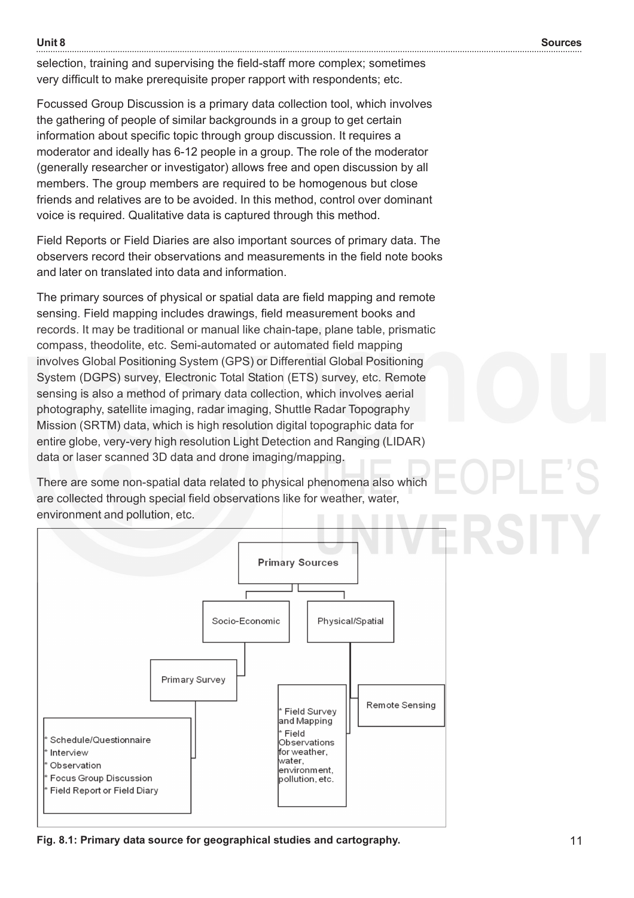selection, training and supervising the field-staff more complex; sometimes very difficult to make prerequisite proper rapport with respondents; etc.

Focussed Group Discussion is a primary data collection tool, which involves the gathering of people of similar backgrounds in a group to get certain information about specific topic through group discussion. It requires a moderator and ideally has 6-12 people in a group. The role of the moderator (generally researcher or investigator) allows free and open discussion by all members. The group members are required to be homogenous but close friends and relatives are to be avoided. In this method, control over dominant voice is required. Qualitative data is captured through this method.

Field Reports or Field Diaries are also important sources of primary data. The observers record their observations and measurements in the field note books and later on translated into data and information.

The primary sources of physical or spatial data are field mapping and remote sensing. Field mapping includes drawings, field measurement books and records. It may be traditional or manual like chain-tape, plane table, prismatic compass, theodolite, etc. Semi-automated or automated field mapping involves Global Positioning System (GPS) or Differential Global Positioning System (DGPS) survey, Electronic Total Station (ETS) survey, etc. Remote sensing is also a method of primary data collection, which involves aerial photography, satellite imaging, radar imaging, Shuttle Radar Topography Mission (SRTM) data, which is high resolution digital topographic data for entire globe, very-very high resolution Light Detection and Ranging (LIDAR) data or laser scanned 3D data and drone imaging/mapping.

There are some non-spatial data related to physical phenomena also which are collected through special field observations like for weather, water, environment and pollution, etc.

- Primary Sources
  - Socio-Economic
    - Primary Survey
      - * Schedule/Questionnaire
      - * Interview
      - * Observation
      - * Focus Group Discussion
      - * Field Report or Field Diary
  - Physical/Spatial
    - * Field Survey and Mapping
    - * Field Observations for weather, water, environment, pollution, etc.
    - Remote Sensing

**Fig. 8.1: Primary data source for geographical studies and cartography.**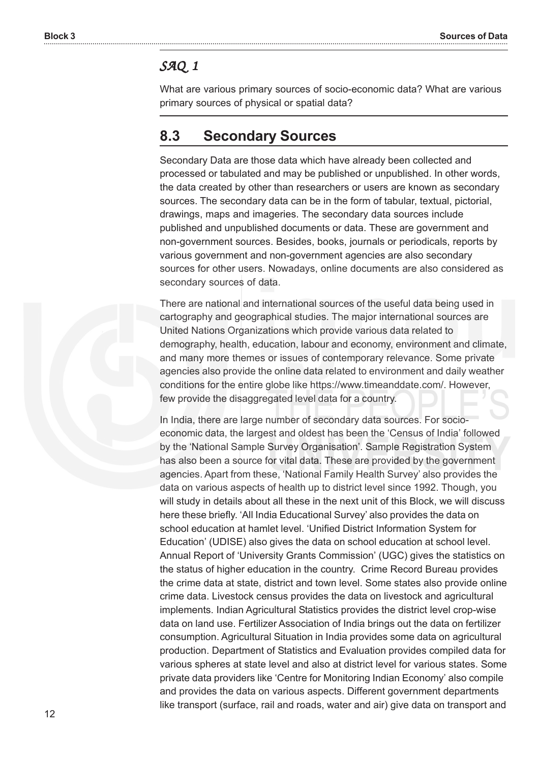*SAQ 1*

What are various primary sources of socio-economic data? What are various primary sources of physical or spatial data?

## 8.3 Secondary Sources

Secondary Data are those data which have already been collected and processed or tabulated and may be published or unpublished. In other words, the data created by other than researchers or users are known as secondary sources. The secondary data can be in the form of tabular, textual, pictorial, drawings, maps and imageries. The secondary data sources include published and unpublished documents or data. These are government and non-government sources. Besides, books, journals or periodicals, reports by various government and non-government agencies are also secondary sources for other users. Nowadays, online documents are also considered as secondary sources of data.

There are national and international sources of the useful data being used in cartography and geographical studies. The major international sources are United Nations Organizations which provide various data related to demography, health, education, labour and economy, environment and climate, and many more themes or issues of contemporary relevance. Some private agencies also provide the online data related to environment and daily weather conditions for the entire globe like https://www.timeanddate.com/. However, few provide the disaggregated level data for a country.

In India, there are large number of secondary data sources. For socio-economic data, the largest and oldest has been the 'Census of India' followed by the 'National Sample Survey Organisation'. Sample Registration System has also been a source for vital data. These are provided by the government agencies. Apart from these, 'National Family Health Survey' also provides the data on various aspects of health up to district level since 1992. Though, you will study in details about all these in the next unit of this Block, we will discuss here these briefly. 'All India Educational Survey' also provides the data on school education at hamlet level. 'Unified District Information System for Education' (UDISE) also gives the data on school education at school level. Annual Report of 'University Grants Commission' (UGC) gives the statistics on the status of higher education in the country. Crime Record Bureau provides the crime data at state, district and town level. Some states also provide online crime data. Livestock census provides the data on livestock and agricultural implements. Indian Agricultural Statistics provides the district level crop-wise data on land use. Fertilizer Association of India brings out the data on fertilizer consumption. Agricultural Situation in India provides some data on agricultural production. Department of Statistics and Evaluation provides compiled data for various spheres at state level and also at district level for various states. Some private data providers like 'Centre for Monitoring Indian Economy' also compile and provides the data on various aspects. Different government departments like transport (surface, rail and roads, water and air) give data on transport and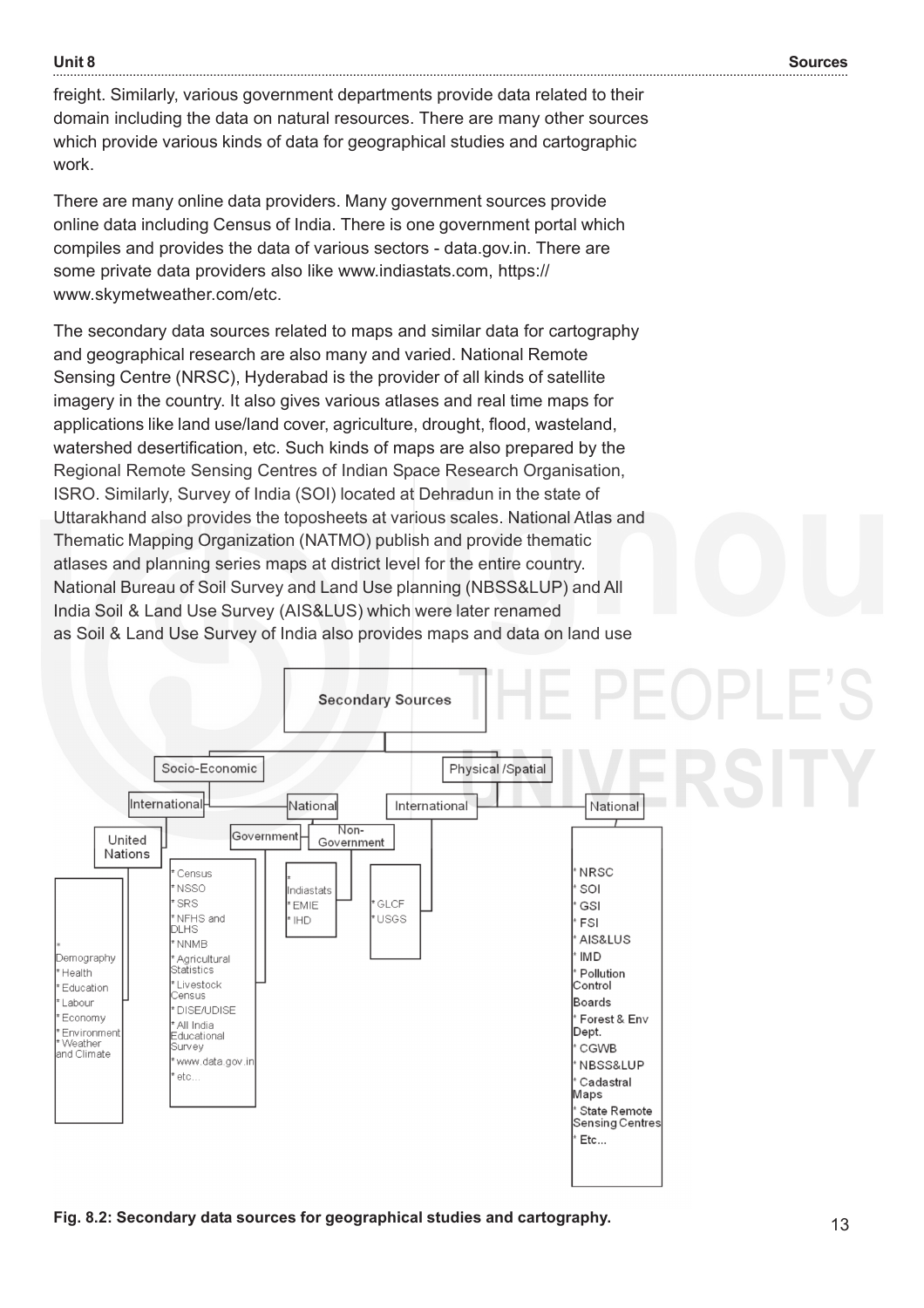freight. Similarly, various government departments provide data related to their domain including the data on natural resources. There are many other sources which provide various kinds of data for geographical studies and cartographic work.

There are many online data providers. Many government sources provide online data including Census of India. There is one government portal which compiles and provides the data of various sectors - data.gov.in. There are some private data providers also like www.indiastats.com, https://www.skymetweather.com/etc.

The secondary data sources related to maps and similar data for cartography and geographical research are also many and varied. National Remote Sensing Centre (NRSC), Hyderabad is the provider of all kinds of satellite imagery in the country. It also gives various atlases and real time maps for applications like land use/land cover, agriculture, drought, flood, wasteland, watershed desertification, etc. Such kinds of maps are also prepared by the Regional Remote Sensing Centres of Indian Space Research Organisation, ISRO. Similarly, Survey of India (SOI) located at Dehradun in the state of Uttarakhand also provides the toposheets at various scales. National Atlas and Thematic Mapping Organization (NATMO) publish and provide thematic atlases and planning series maps at district level for the entire country. National Bureau of Soil Survey and Land Use planning (NBSS&LUP) and All India Soil & Land Use Survey (AIS&LUS) which were later renamed as Soil & Land Use Survey of India also provides maps and data on land use

- **Secondary Sources**
  - Socio-Economic
    - International
      - United Nations
        - * Demography
        - * Health
        - * Education
        - * Labour
        - * Economy
        - * Environment
        - * Weather and Climate
    - National
      - Government
        - * Census
        - * NSSO
        - * SRS
        - * NFHS and DLHS
        - * NNMB
        - * Agricultural Statistics
        - * Livestock Census
        - * DISE/UDISE
        - * All India Educational Survey
        - * www.data.gov.in
        - * etc...
      - Non-Government
        - * Indiastats
        - * EMIE
        - * IHD
  - Physical /Spatial
    - International
      - * GLCF
      - * USGS
    - National
      - * NRSC
      - * SOI
      - * GSI
      - * FSI
      - * AIS&LUS
      - * IMD
      - * Pollution Control Boards
      - * Forest & Env Dept.
      - * CGWB
      - * NBSS&LUP
      - * Cadastral Maps
      - * State Remote Sensing Centres
      - * Etc...

**Fig. 8.2: Secondary data sources for geographical studies and cartography.**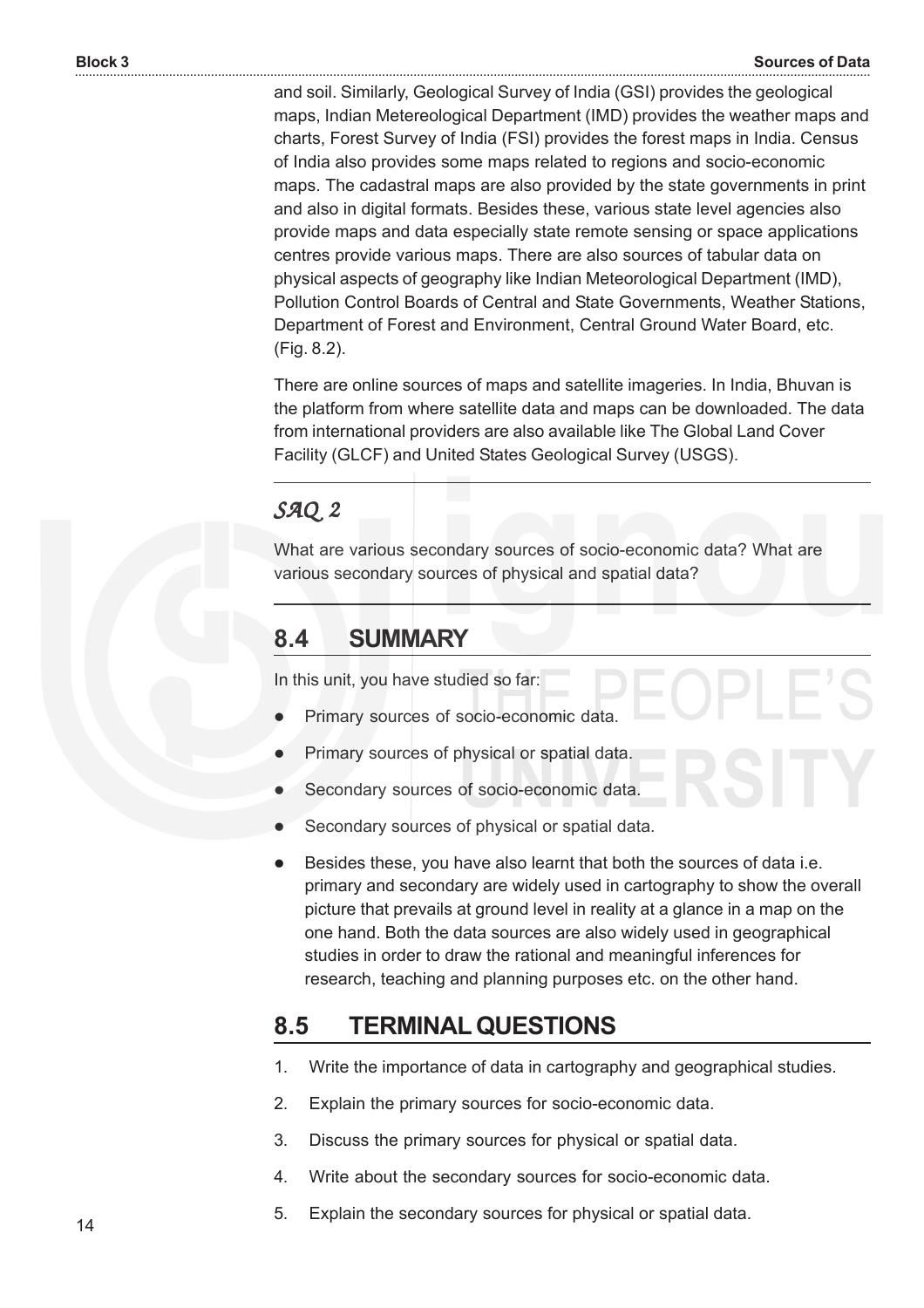and soil. Similarly, Geological Survey of India (GSI) provides the geological maps, Indian Metereological Department (IMD) provides the weather maps and charts, Forest Survey of India (FSI) provides the forest maps in India. Census of India also provides some maps related to regions and socio-economic maps. The cadastral maps are also provided by the state governments in print and also in digital formats. Besides these, various state level agencies also provide maps and data especially state remote sensing or space applications centres provide various maps. There are also sources of tabular data on physical aspects of geography like Indian Meteorological Department (IMD), Pollution Control Boards of Central and State Governments, Weather Stations, Department of Forest and Environment, Central Ground Water Board, etc. (Fig. 8.2).

There are online sources of maps and satellite imageries. In India, Bhuvan is the platform from where satellite data and maps can be downloaded. The data from international providers are also available like The Global Land Cover Facility (GLCF) and United States Geological Survey (USGS).

### *SAQ 2*

What are various secondary sources of socio-economic data? What are various secondary sources of physical and spatial data?

## 8.4 SUMMARY

In this unit, you have studied so far:

- Primary sources of socio-economic data.
- Primary sources of physical or spatial data.
- Secondary sources of socio-economic data.
- Secondary sources of physical or spatial data.
- Besides these, you have also learnt that both the sources of data i.e. primary and secondary are widely used in cartography to show the overall picture that prevails at ground level in reality at a glance in a map on the one hand. Both the data sources are also widely used in geographical studies in order to draw the rational and meaningful inferences for research, teaching and planning purposes etc. on the other hand.

## 8.5 TERMINAL QUESTIONS

1. Write the importance of data in cartography and geographical studies.
2. Explain the primary sources for socio-economic data.
3. Discuss the primary sources for physical or spatial data.
4. Write about the secondary sources for socio-economic data.
5. Explain the secondary sources for physical or spatial data.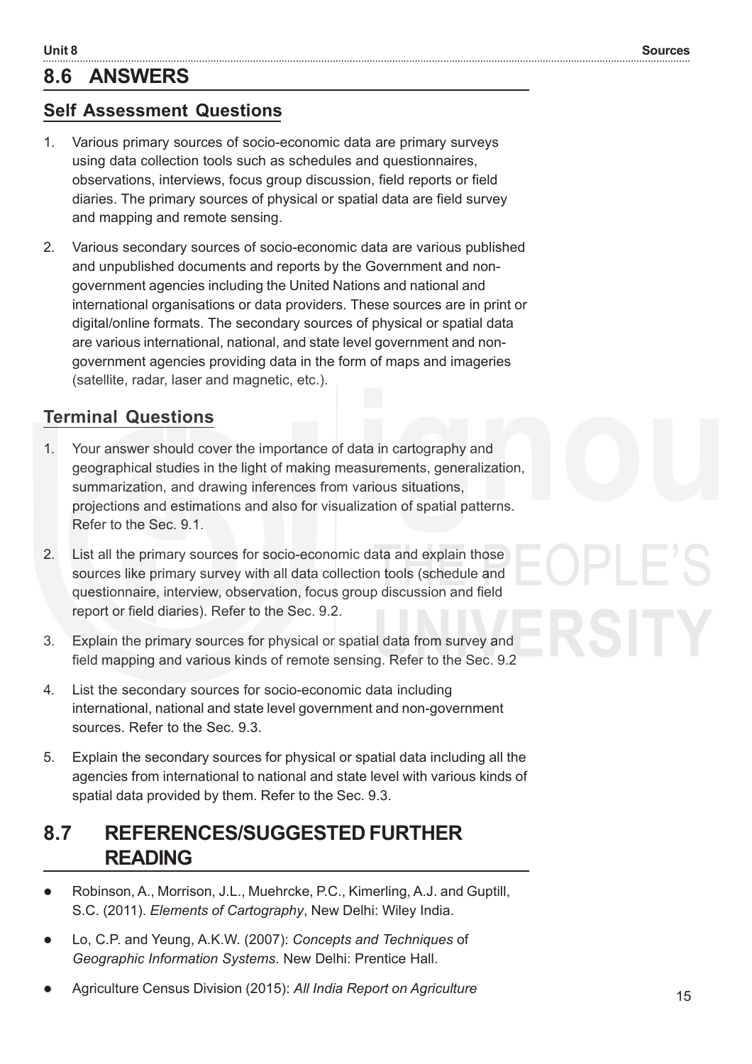## 8.6 ANSWERS

### Self Assessment Questions

1. Various primary sources of socio-economic data are primary surveys using data collection tools such as schedules and questionnaires, observations, interviews, focus group discussion, field reports or field diaries. The primary sources of physical or spatial data are field survey and mapping and remote sensing.

2. Various secondary sources of socio-economic data are various published and unpublished documents and reports by the Government and non-government agencies including the United Nations and national and international organisations or data providers. These sources are in print or digital/online formats. The secondary sources of physical or spatial data are various international, national, and state level government and non-government agencies providing data in the form of maps and imageries (satellite, radar, laser and magnetic, etc.).

### Terminal Questions

1. Your answer should cover the importance of data in cartography and geographical studies in the light of making measurements, generalization, summarization, and drawing inferences from various situations, projections and estimations and also for visualization of spatial patterns. Refer to the Sec. 9.1.

2. List all the primary sources for socio-economic data and explain those sources like primary survey with all data collection tools (schedule and questionnaire, interview, observation, focus group discussion and field report or field diaries). Refer to the Sec. 9.2.

3. Explain the primary sources for physical or spatial data from survey and field mapping and various kinds of remote sensing. Refer to the Sec. 9.2

4. List the secondary sources for socio-economic data including international, national and state level government and non-government sources. Refer to the Sec. 9.3.

5. Explain the secondary sources for physical or spatial data including all the agencies from international to national and state level with various kinds of spatial data provided by them. Refer to the Sec. 9.3.

## 8.7 REFERENCES/SUGGESTED FURTHER READING

- Robinson, A., Morrison, J.L., Muehrcke, P.C., Kimerling, A.J. and Guptill, S.C. (2011). *Elements of Cartography*, New Delhi: Wiley India.
- Lo, C.P. and Yeung, A.K.W. (2007): *Concepts and Techniques* of *Geographic Information Systems*. New Delhi: Prentice Hall.
- Agriculture Census Division (2015): *All India Report on Agriculture*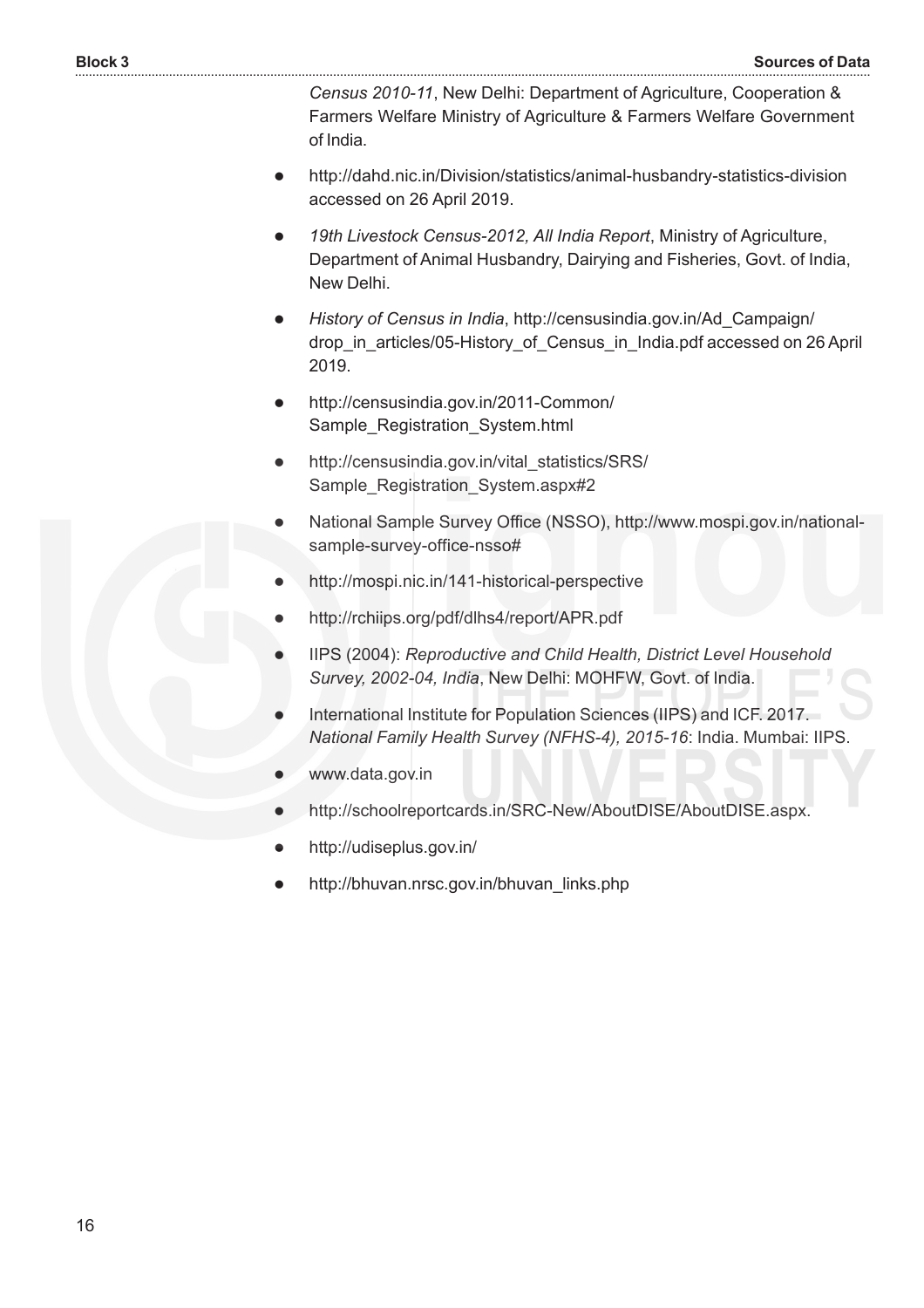*Census 2010-11*, New Delhi: Department of Agriculture, Cooperation & Farmers Welfare Ministry of Agriculture & Farmers Welfare Government of India.

- http://dahd.nic.in/Division/statistics/animal-husbandry-statistics-division accessed on 26 April 2019.
- *19th Livestock Census-2012, All India Report*, Ministry of Agriculture, Department of Animal Husbandry, Dairying and Fisheries, Govt. of India, New Delhi.
- *History of Census in India*, http://censusindia.gov.in/Ad_Campaign/drop_in_articles/05-History_of_Census_in_India.pdf accessed on 26 April 2019.
- http://censusindia.gov.in/2011-Common/Sample_Registration_System.html
- http://censusindia.gov.in/vital_statistics/SRS/Sample_Registration_System.aspx#2
- National Sample Survey Office (NSSO), http://www.mospi.gov.in/national-sample-survey-office-nsso#
- http://mospi.nic.in/141-historical-perspective
- http://rchiips.org/pdf/dlhs4/report/APR.pdf
- IIPS (2004): *Reproductive and Child Health, District Level Household Survey, 2002-04, India*, New Delhi: MOHFW, Govt. of India.
- International Institute for Population Sciences (IIPS) and ICF. 2017. *National Family Health Survey (NFHS-4), 2015-16*: India. Mumbai: IIPS.
- www.data.gov.in
- http://schoolreportcards.in/SRC-New/AboutDISE/AboutDISE.aspx.
- http://udiseplus.gov.in/
- http://bhuvan.nrsc.gov.in/bhuvan_links.php